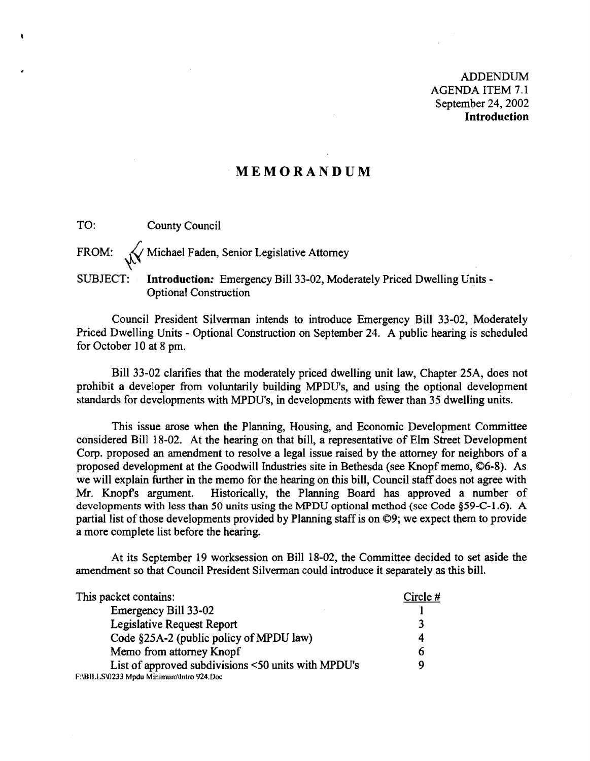ADDENDUM
AGENDA ITEM 7.1
September 24, 2002
**Introduction**

# MEMORANDUM

TO: County Council

FROM: Michael Faden, Senior Legislative Attorney

SUBJECT: **Introduction:** Emergency Bill 33-02, Moderately Priced Dwelling Units - Optional Construction

Council President Silverman intends to introduce Emergency Bill 33-02, Moderately Priced Dwelling Units - Optional Construction on September 24. A public hearing is scheduled for October 10 at 8 pm.

Bill 33-02 clarifies that the moderately priced dwelling unit law, Chapter 25A, does not prohibit a developer from voluntarily building MPDU's, and using the optional development standards for developments with MPDU's, in developments with fewer than 35 dwelling units.

This issue arose when the Planning, Housing, and Economic Development Committee considered Bill 18-02. At the hearing on that bill, a representative of Elm Street Development Corp. proposed an amendment to resolve a legal issue raised by the attorney for neighbors of a proposed development at the Goodwill Industries site in Bethesda (see Knopf memo, ©6-8). As we will explain further in the memo for the hearing on this bill, Council staff does not agree with Mr. Knopf's argument. Historically, the Planning Board has approved a number of developments with less than 50 units using the MPDU optional method (see Code §59-C-1.6). A partial list of those developments provided by Planning staff is on ©9; we expect them to provide a more complete list before the hearing.

At its September 19 worksession on Bill 18-02, the Committee decided to set aside the amendment so that Council President Silverman could introduce it separately as this bill.

| This packet contains: | Circle # |
|---|---|
| Emergency Bill 33-02 | 1 |
| Legislative Request Report | 3 |
| Code §25A-2 (public policy of MPDU law) | 4 |
| Memo from attorney Knopf | 6 |
| List of approved subdivisions <50 units with MPDU's | 9 |

F:\BILLS\0233 Mpdu Minimum\Intro 924.Doc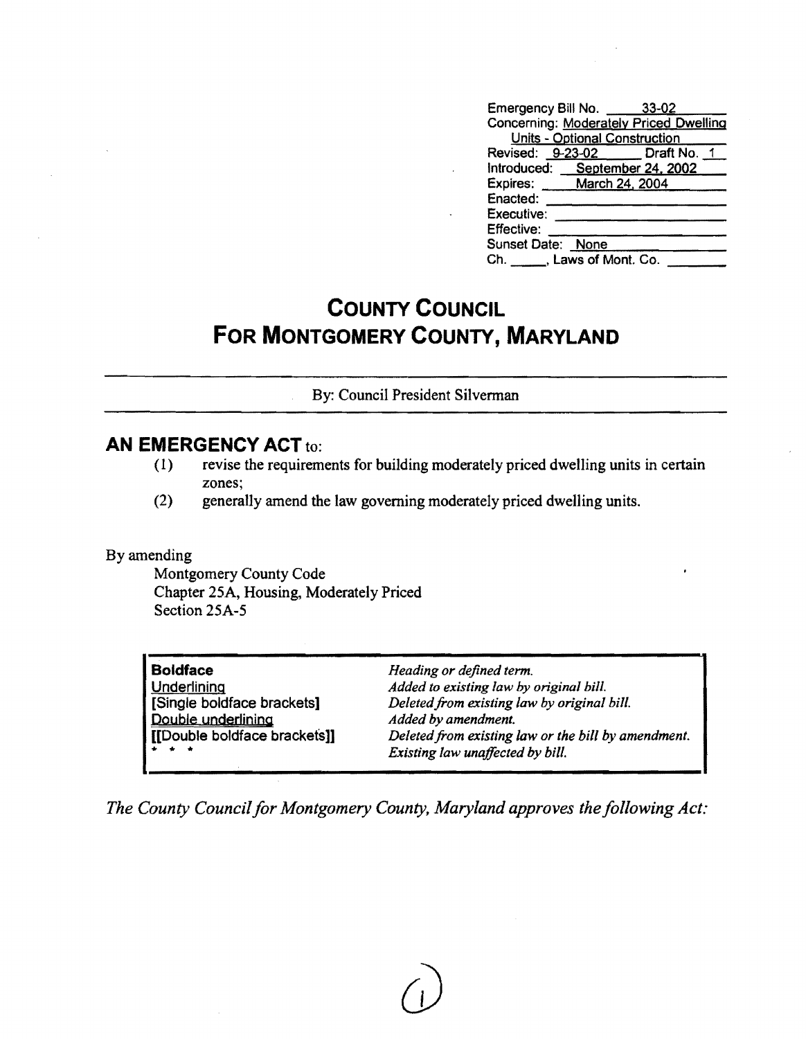| | |
|---|---|
| Emergency Bill No. | 33-02 |
| Concerning: | Moderately Priced Dwelling Units - Optional Construction |
| Revised: 9-23-02 | Draft No. 1 |
| Introduced: | September 24, 2002 |
| Expires: | March 24, 2004 |
| Enacted: | |
| Executive: | |
| Effective: | |
| Sunset Date: | None |
| Ch. ____, Laws of Mont. Co. | |

# COUNTY COUNCIL FOR MONTGOMERY COUNTY, MARYLAND

By: Council President Silverman

## AN EMERGENCY ACT to:

(1) revise the requirements for building moderately priced dwelling units in certain zones;

(2) generally amend the law governing moderately priced dwelling units.

By amending

Montgomery County Code
Chapter 25A, Housing, Moderately Priced
Section 25A-5

| | |
|---|---|
| **Boldface** | *Heading or defined term.* |
| Underlining | *Added to existing law by original bill.* |
| [Single boldface brackets] | *Deleted from existing law by original bill.* |
| Double underlining | *Added by amendment.* |
| [[Double boldface brackets]] | *Deleted from existing law or the bill by amendment.* |
| * * * | *Existing law unaffected by bill.* |

*The County Council for Montgomery County, Maryland approves the following Act:*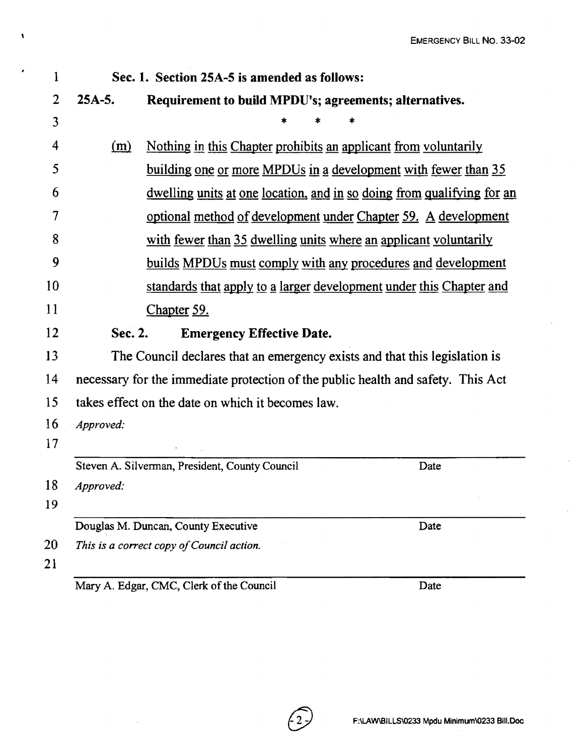**Sec. 1. Section 25A-5 is amended as follows:**

**25A-5. Requirement to build MPDU's; agreements; alternatives.**

\* \* \*

(m) Nothing in this Chapter prohibits an applicant from voluntarily building one or more MPDUs in a development with fewer than 35 dwelling units at one location, and in so doing from qualifying for an optional method of development under Chapter 59. A development with fewer than 35 dwelling units where an applicant voluntarily builds MPDUs must comply with any procedures and development standards that apply to a larger development under this Chapter and Chapter 59.

**Sec. 2. Emergency Effective Date.**

The Council declares that an emergency exists and that this legislation is necessary for the immediate protection of the public health and safety. This Act takes effect on the date on which it becomes law.

*Approved:*

Steven A. Silverman, President, County Council — Date

*Approved:*

Douglas M. Duncan, County Executive — Date

*This is a correct copy of Council action.*

Mary A. Edgar, CMC, Clerk of the Council — Date

F:\LAW\BILLS\0233 Mpdu Minimum\0233 Bill.Doc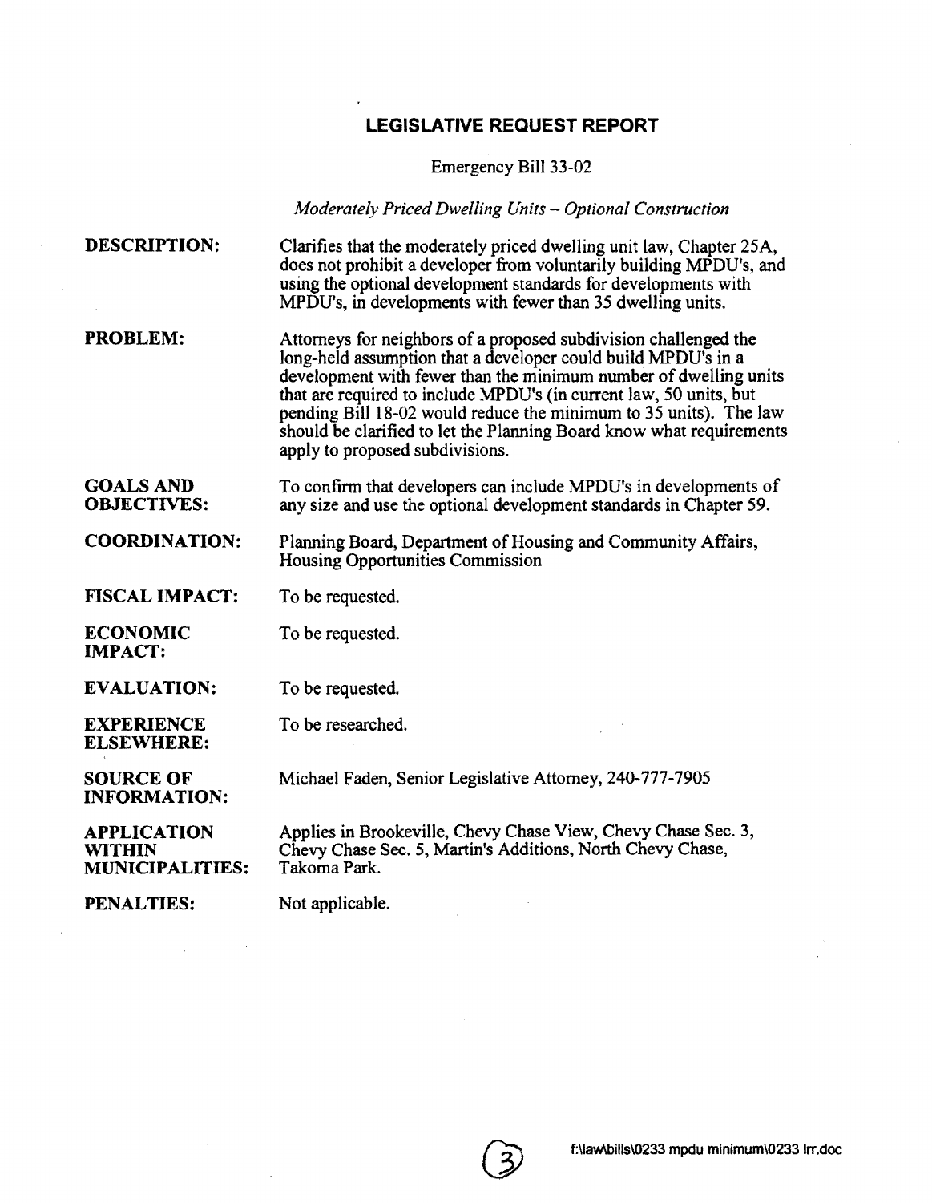## LEGISLATIVE REQUEST REPORT

Emergency Bill 33-02

*Moderately Priced Dwelling Units – Optional Construction*

**DESCRIPTION:** Clarifies that the moderately priced dwelling unit law, Chapter 25A, does not prohibit a developer from voluntarily building MPDU's, and using the optional development standards for developments with MPDU's, in developments with fewer than 35 dwelling units.

**PROBLEM:** Attorneys for neighbors of a proposed subdivision challenged the long-held assumption that a developer could build MPDU's in a development with fewer than the minimum number of dwelling units that are required to include MPDU's (in current law, 50 units, but pending Bill 18-02 would reduce the minimum to 35 units). The law should be clarified to let the Planning Board know what requirements apply to proposed subdivisions.

**GOALS AND OBJECTIVES:** To confirm that developers can include MPDU's in developments of any size and use the optional development standards in Chapter 59.

**COORDINATION:** Planning Board, Department of Housing and Community Affairs, Housing Opportunities Commission

**FISCAL IMPACT:** To be requested.

**ECONOMIC IMPACT:** To be requested.

**EVALUATION:** To be requested.

**EXPERIENCE ELSEWHERE:** To be researched.

**SOURCE OF INFORMATION:** Michael Faden, Senior Legislative Attorney, 240-777-7905

**APPLICATION WITHIN MUNICIPALITIES:** Applies in Brookeville, Chevy Chase View, Chevy Chase Sec. 3, Chevy Chase Sec. 5, Martin's Additions, North Chevy Chase, Takoma Park.

**PENALTIES:** Not applicable.

f:\law\bills\0233 mpdu minimum\0233 lrr.doc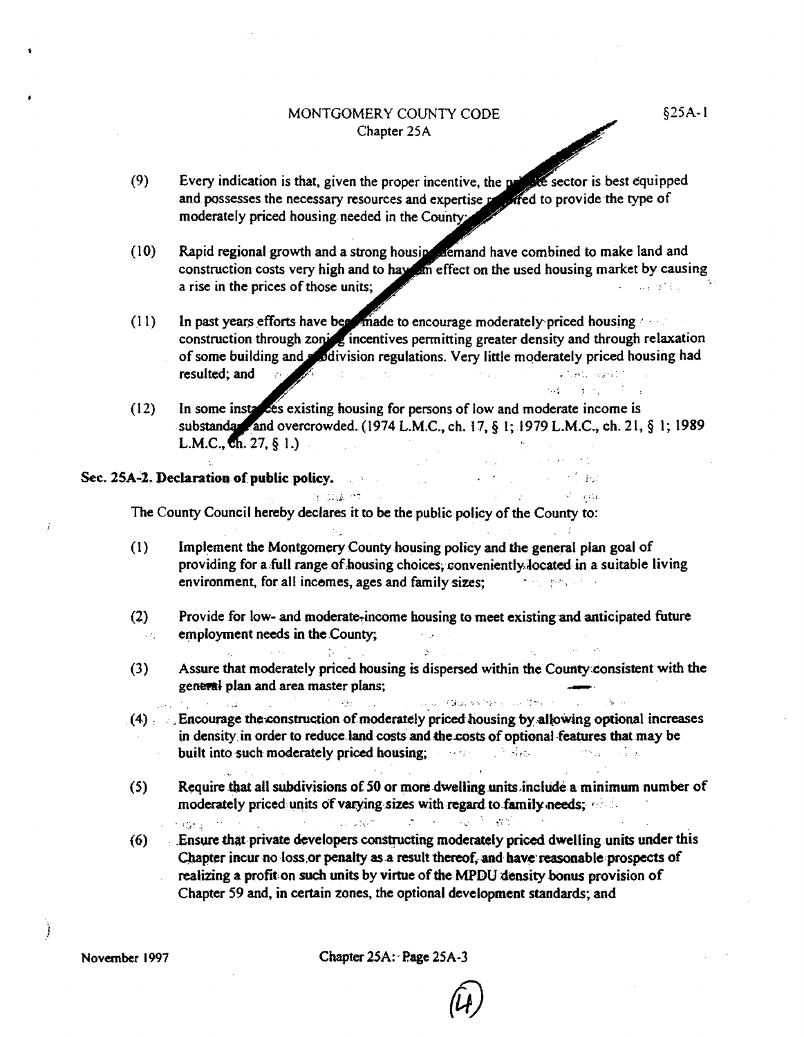(9) Every indication is that, given the proper incentive, the private sector is best equipped and possesses the necessary resources and expertise required to provide the type of moderately priced housing needed in the County;

(10) Rapid regional growth and a strong housing demand have combined to make land and construction costs very high and to have an effect on the used housing market by causing a rise in the prices of those units;

(11) In past years efforts have been made to encourage moderately priced housing construction through zoning incentives permitting greater density and through relaxation of some building and subdivision regulations. Very little moderately priced housing had resulted; and

(12) In some instances existing housing for persons of low and moderate income is substandard and overcrowded. (1974 L.M.C., ch. 17, § 1; 1979 L.M.C., ch. 21, § 1; 1989 L.M.C., ch. 27, § 1.)

**Sec. 25A-2. Declaration of public policy.**

The County Council hereby declares it to be the public policy of the County to:

(1) Implement the Montgomery County housing policy and the general plan goal of providing for a full range of housing choices, conveniently located in a suitable living environment, for all incomes, ages and family sizes;

(2) Provide for low- and moderate-income housing to meet existing and anticipated future employment needs in the County;

(3) Assure that moderately priced housing is dispersed within the County consistent with the general plan and area master plans;

(4) Encourage the construction of moderately priced housing by allowing optional increases in density in order to reduce land costs and the costs of optional features that may be built into such moderately priced housing;

(5) Require that all subdivisions of 50 or more dwelling units include a minimum number of moderately priced units of varying sizes with regard to family needs;

(6) Ensure that private developers constructing moderately priced dwelling units under this Chapter incur no loss or penalty as a result thereof, and have reasonable prospects of realizing a profit on such units by virtue of the MPDU density bonus provision of Chapter 59 and, in certain zones, the optional development standards; and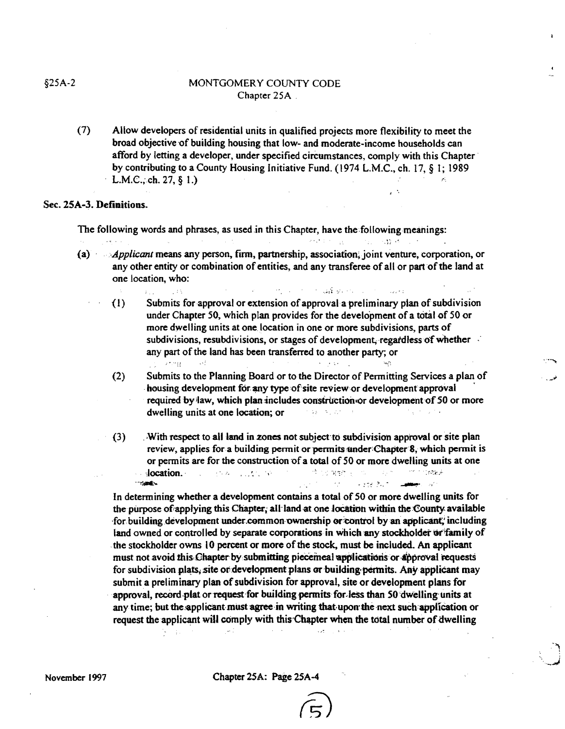(7) Allow developers of residential units in qualified projects more flexibility to meet the broad objective of building housing that low- and moderate-income households can afford by letting a developer, under specified circumstances, comply with this Chapter by contributing to a County Housing Initiative Fund. (1974 L.M.C., ch. 17, § 1; 1989 L.M.C., ch. 27, § 1.)

**Sec. 25A-3. Definitions.**

The following words and phrases, as used in this Chapter, have the following meanings:

(a) *Applicant* means any person, firm, partnership, association, joint venture, corporation, or any other entity or combination of entities, and any transferee of all or part of the land at one location, who:

(1) Submits for approval or extension of approval a preliminary plan of subdivision under Chapter 50, which plan provides for the development of a total of 50 or more dwelling units at one location in one or more subdivisions, parts of subdivisions, resubdivisions, or stages of development, regardless of whether any part of the land has been transferred to another party; or

(2) Submits to the Planning Board or to the Director of Permitting Services a plan of housing development for any type of site review or development approval required by law, which plan includes construction or development of 50 or more dwelling units at one location; or

(3) With respect to all land in zones not subject to subdivision approval or site plan review, applies for a building permit or permits under Chapter 8, which permit is or permits are for the construction of a total of 50 or more dwelling units at one location.

In determining whether a development contains a total of 50 or more dwelling units for the purpose of applying this Chapter, all land at one location within the County available for building development under common ownership or control by an applicant, including land owned or controlled by separate corporations in which any stockholder or family of the stockholder owns 10 percent or more of the stock, must be included. An applicant must not avoid this Chapter by submitting piecemeal applications or approval requests for subdivision plats, site or development plans or building permits. Any applicant may submit a preliminary plan of subdivision for approval, site or development plans for approval, record plat or request for building permits for less than 50 dwelling units at any time; but the applicant must agree in writing that upon the next such application or request the applicant will comply with this Chapter when the total number of dwelling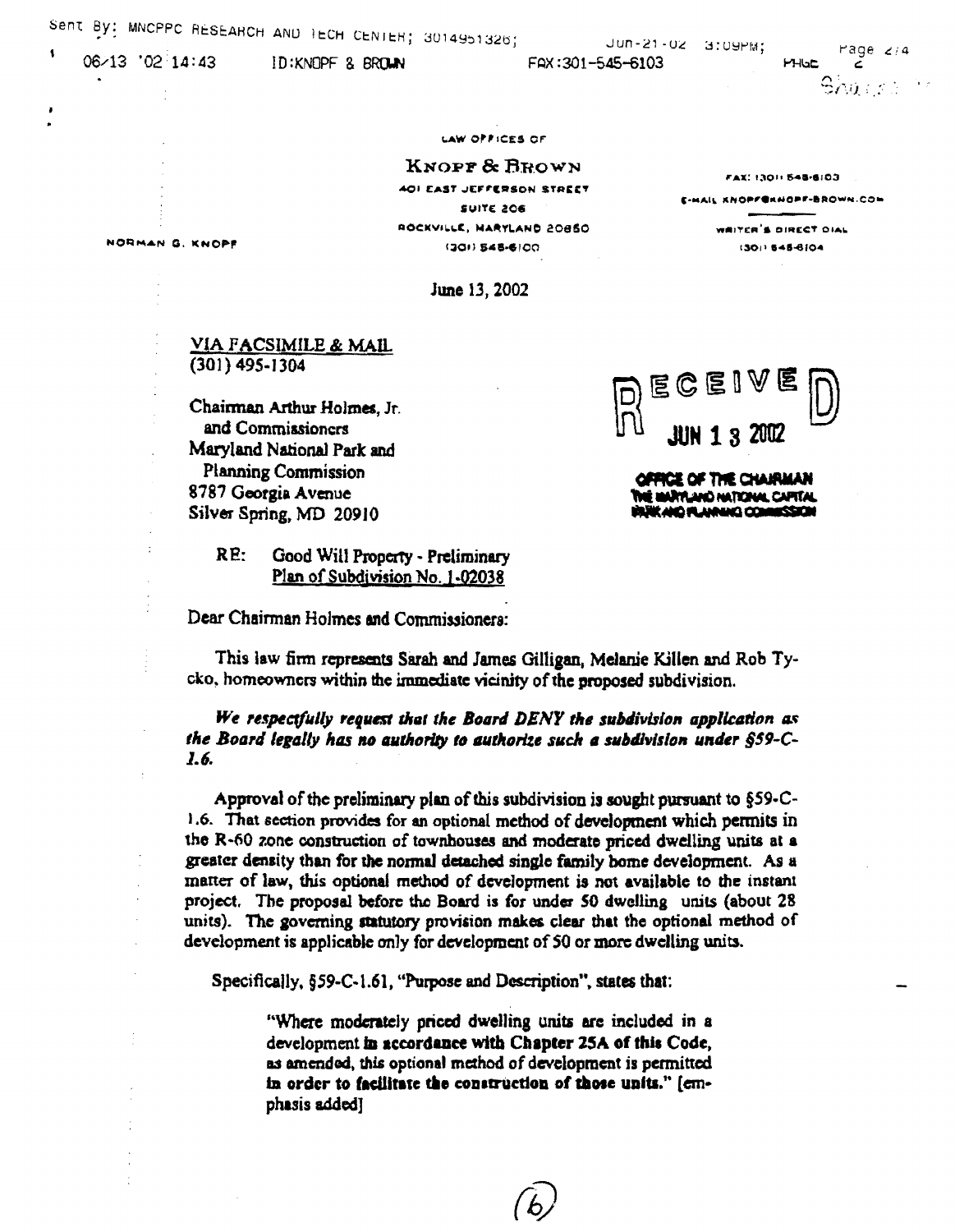LAW OFFICES OF

**KNOPF & BROWN**

401 EAST JEFFERSON STREET
SUITE 206
ROCKVILLE, MARYLAND 20850
(301) 545-6100

FAX: (301) 545-6103
E-MAIL KNOPF@KNOPF-BROWN.COM

WRITER'S DIRECT DIAL
(301) 545-6104

NORMAN G. KNOPF

June 13, 2002

VIA FACSIMILE & MAIL
(301) 495-1304

Chairman Arthur Holmes, Jr.
and Commissioners
Maryland National Park and
Planning Commission
8787 Georgia Avenue
Silver Spring, MD 20910

RECEIVED
JUN 13 2002
OFFICE OF THE CHAIRMAN
THE MARYLAND NATIONAL CAPITAL PARK AND PLANNING COMMISSION

RE: Good Will Property - Preliminary
Plan of Subdivision No. 1-02038

Dear Chairman Holmes and Commissioners:

This law firm represents Sarah and James Gilligan, Melanie Killen and Rob Tycko, homeowners within the immediate vicinity of the proposed subdivision.

***We respectfully request that the Board DENY the subdivision application as the Board legally has no authority to authorize such a subdivision under §59-C-1.6.***

Approval of the preliminary plan of this subdivision is sought pursuant to §59-C-1.6. That section provides for an optional method of development which permits in the R-60 zone construction of townhouses and moderate priced dwelling units at a greater density than for the normal detached single family home development. As a matter of law, this optional method of development is not available to the instant project. The proposal before the Board is for under 50 dwelling units (about 28 units). The governing statutory provision makes clear that the optional method of development is applicable only for development of 50 or more dwelling units.

Specifically, §59-C-1.61, "Purpose and Description", states that:

> "Where moderately priced dwelling units are included in a development **in accordance with Chapter 25A of this Code,** as amended, this optional method of development is permitted **in order to facilitate the construction of those units.**" [emphasis added]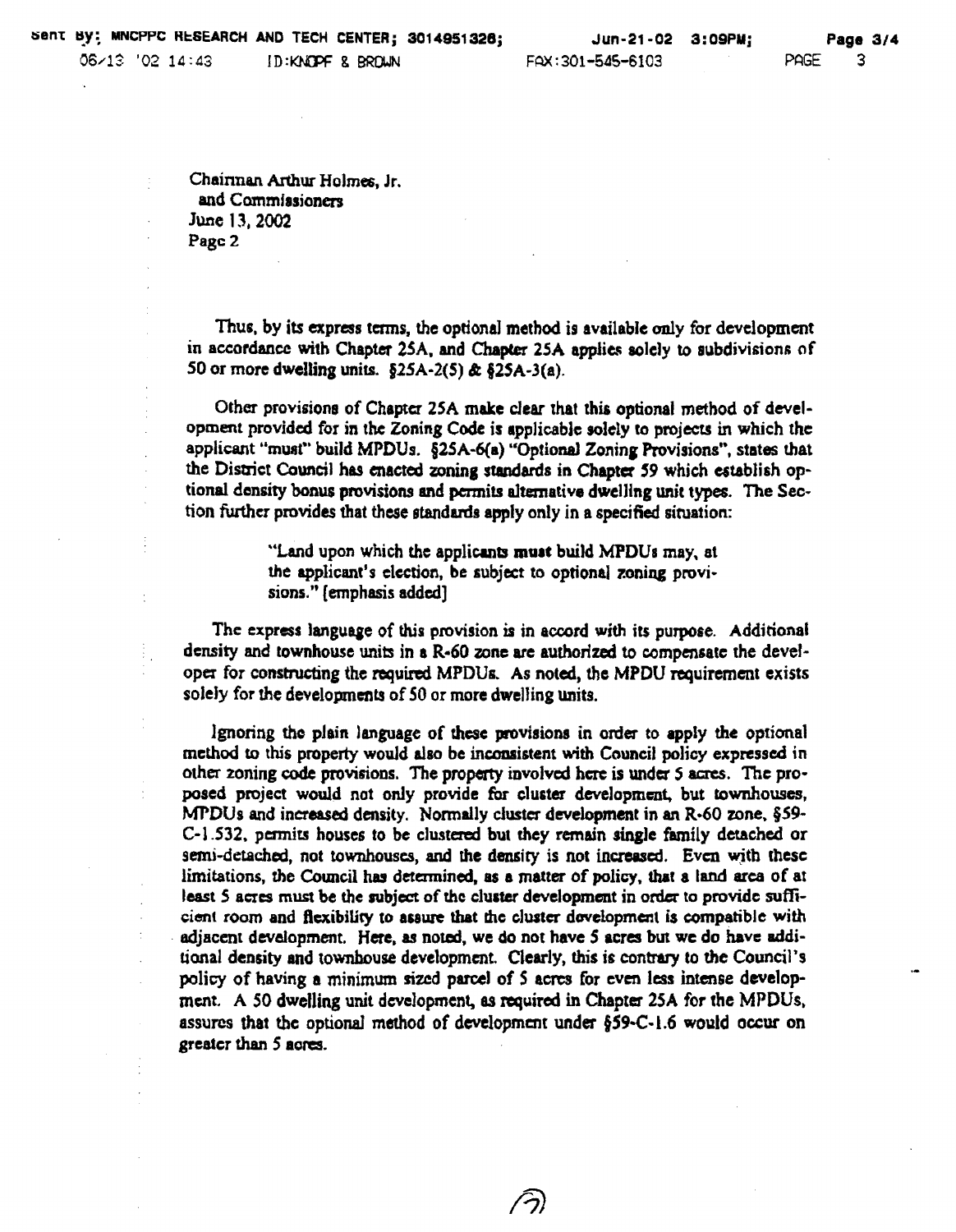Chairman Arthur Holmes, Jr.
and Commissioners
June 13, 2002
Page 2

Thus, by its express terms, the optional method is available only for development in accordance with Chapter 25A, and Chapter 25A applies solely to subdivisions of 50 or more dwelling units. §25A-2(5) & §25A-3(a).

Other provisions of Chapter 25A make clear that this optional method of development provided for in the Zoning Code is applicable solely to projects in which the applicant "must" build MPDUs. §25A-6(a) "Optional Zoning Provisions", states that the District Council has enacted zoning standards in Chapter 59 which establish optional density bonus provisions and permits alternative dwelling unit types. The Section further provides that these standards apply only in a specified situation:

> "Land upon which the applicants **must** build MPDUs may, at the applicant's election, be subject to optional zoning provisions." [emphasis added]

The express language of this provision is in accord with its purpose. Additional density and townhouse units in a R-60 zone are authorized to compensate the developer for constructing the required MPDUs. As noted, the MPDU requirement exists solely for the developments of 50 or more dwelling units.

Ignoring the plain language of these provisions in order to apply the optional method to this property would also be inconsistent with Council policy expressed in other zoning code provisions. The property involved here is under 5 acres. The proposed project would not only provide for cluster development, but townhouses, MPDUs and increased density. Normally cluster development in an R-60 zone, §59-C-1.532, permits houses to be clustered but they remain single family detached or semi-detached, not townhouses, and the density is not increased. Even with these limitations, the Council has determined, as a matter of policy, that a land area of at least 5 acres must be the subject of the cluster development in order to provide sufficient room and flexibility to assure that the cluster development is compatible with adjacent development. Here, as noted, we do not have 5 acres but we do have additional density and townhouse development. Clearly, this is contrary to the Council's policy of having a minimum sized parcel of 5 acres for even less intense development. A 50 dwelling unit development, as required in Chapter 25A for the MPDUs, assures that the optional method of development under §59-C-1.6 would occur on greater than 5 acres.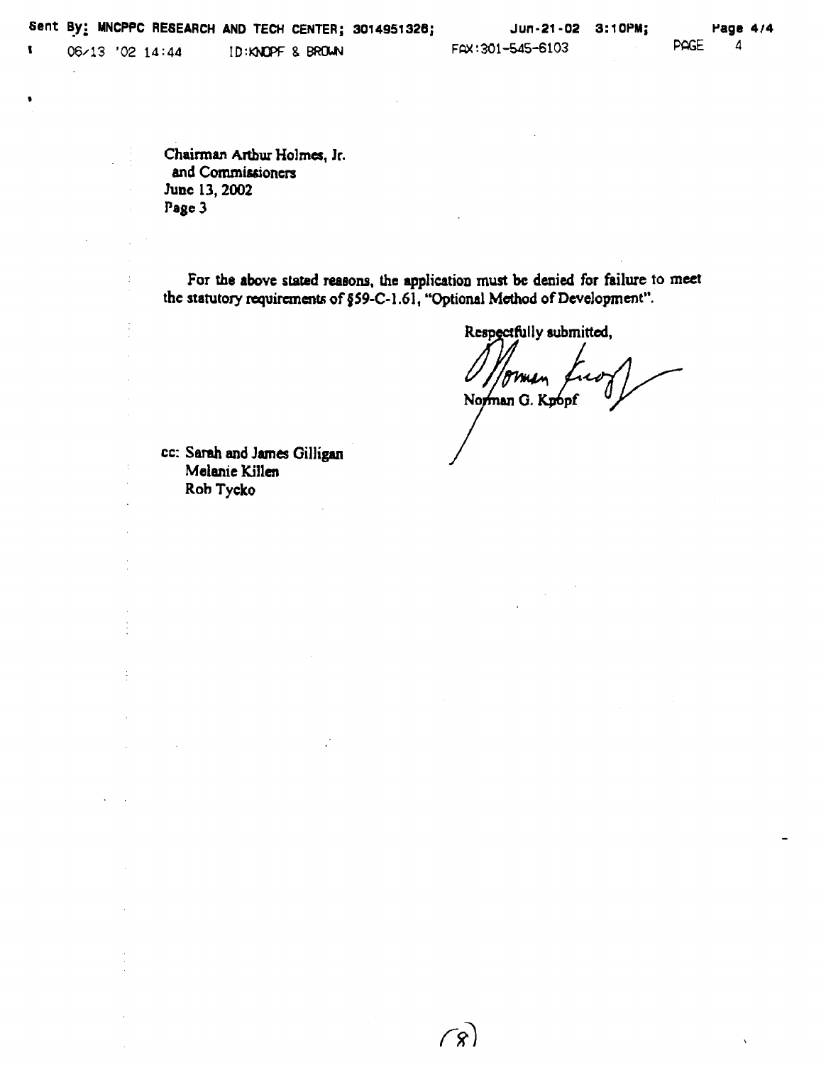Chairman Arthur Holmes, Jr.
and Commissioners
June 13, 2002
Page 3

For the above stated reasons, the application must be denied for failure to meet the statutory requirements of §59-C-1.61, "Optional Method of Development".

Respectfully submitted,

Norman G. Knopf

cc: Sarah and James Gilligan
Melanie Killen
Rob Tycko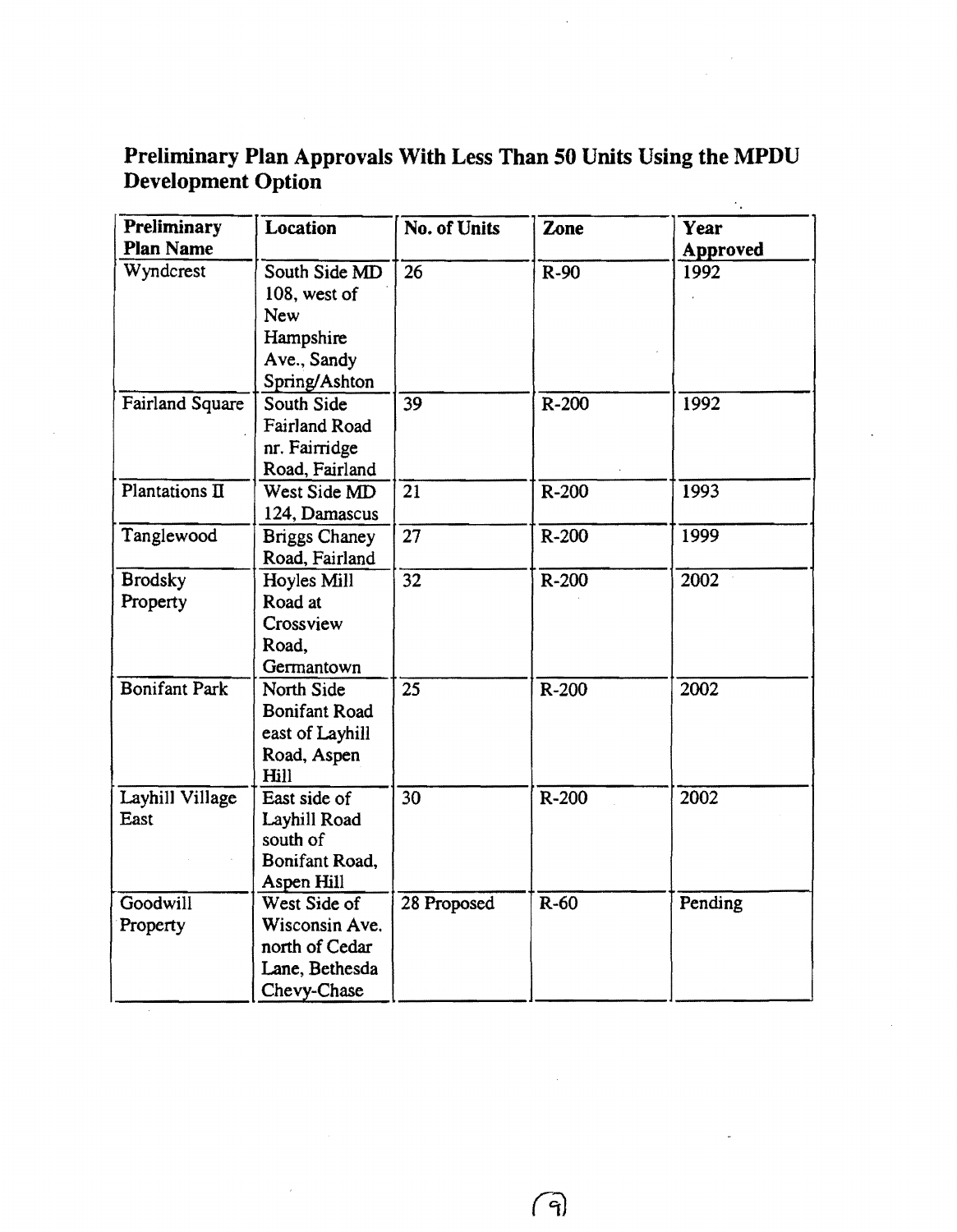## Preliminary Plan Approvals With Less Than 50 Units Using the MPDU Development Option

| Preliminary Plan Name | Location | No. of Units | Zone | Year Approved |
|---|---|---|---|---|
| Wyndcrest | South Side MD 108, west of New Hampshire Ave., Sandy Spring/Ashton | 26 | R-90 | 1992 |
| Fairland Square | South Side Fairland Road nr. Fairridge Road, Fairland | 39 | R-200 | 1992 |
| Plantations II | West Side MD 124, Damascus | 21 | R-200 | 1993 |
| Tanglewood | Briggs Chaney Road, Fairland | 27 | R-200 | 1999 |
| Brodsky Property | Hoyles Mill Road at Crossview Road, Germantown | 32 | R-200 | 2002 |
| Bonifant Park | North Side Bonifant Road east of Layhill Road, Aspen Hill | 25 | R-200 | 2002 |
| Layhill Village East | East side of Layhill Road south of Bonifant Road, Aspen Hill | 30 | R-200 | 2002 |
| Goodwill Property | West Side of Wisconsin Ave. north of Cedar Lane, Bethesda Chevy-Chase | 28 Proposed | R-60 | Pending |